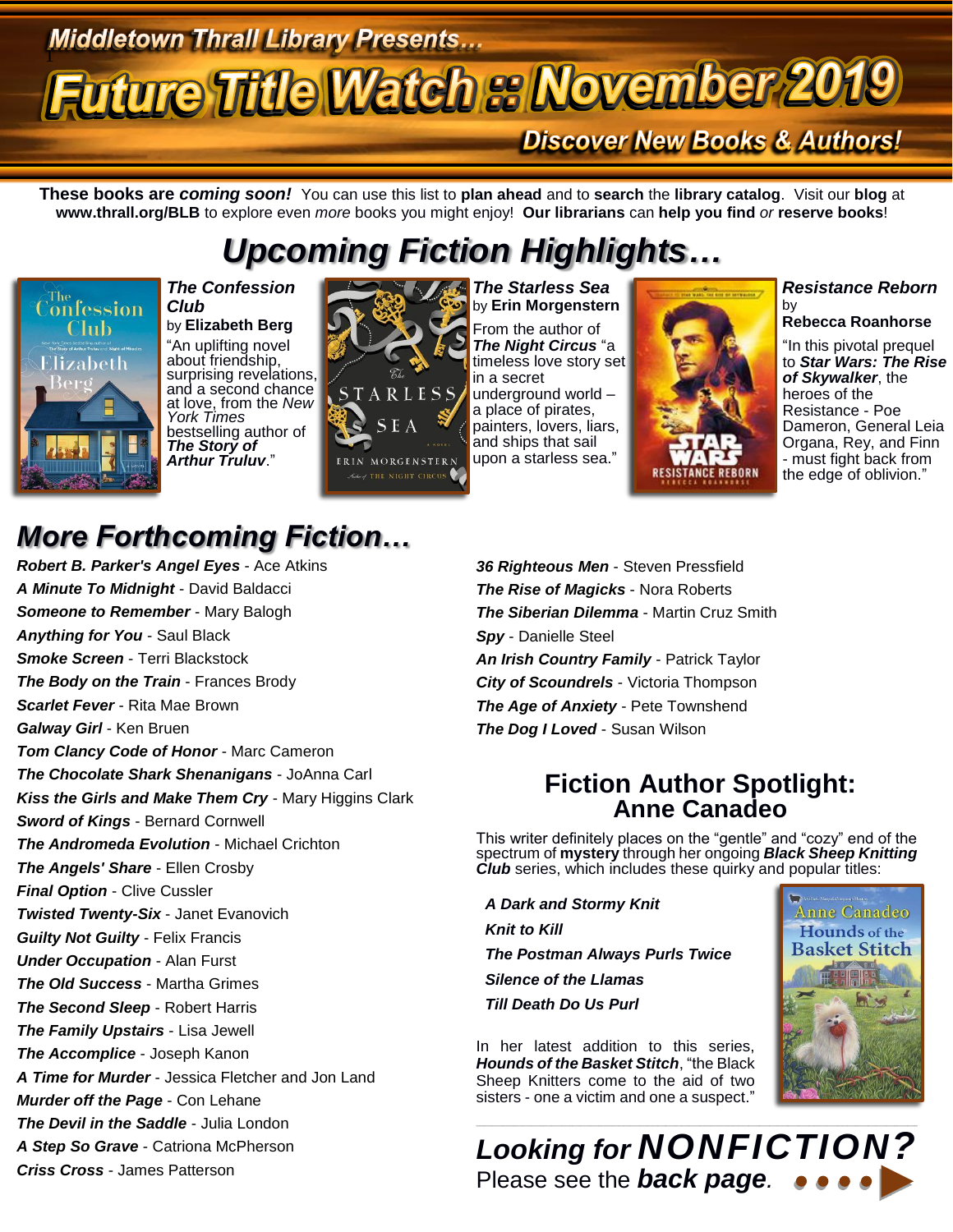Middletown Thrall Library Presents...

# Future Title Watch :: November 2019

**Discover New Books & Authors!**

**These books are *coming soon!*** You can use this list to **plan ahead** and to **search** the **library catalog**. Visit our **blog** at **www.thrall.org/BLB** to explore even *more* books you might enjoy! **Our librarians** can **help you find** *or* **reserve books**!

## *Upcoming Fiction Highlights…*

***The Confession Club*** by **Elizabeth Berg**
"An uplifting novel about friendship, surprising revelations, and a second chance at love, from the *New York Times* bestselling author of ***The Story of Arthur Truluv***."

***The Starless Sea*** by **Erin Morgenstern**
From the author of ***The Night Circus*** "a timeless love story set in a secret underground world – a place of pirates, painters, lovers, liars, and ships that sail upon a starless sea."

***Resistance Reborn*** by **Rebecca Roanhorse**
"In this pivotal prequel to ***Star Wars: The Rise of Skywalker***, the heroes of the Resistance - Poe Dameron, General Leia Organa, Rey, and Finn - must fight back from the edge of oblivion."

## *More Forthcoming Fiction…*

***Robert B. Parker's Angel Eyes*** - Ace Atkins
***A Minute To Midnight*** - David Baldacci
***Someone to Remember*** - Mary Balogh
***Anything for You*** - Saul Black
***Smoke Screen*** - Terri Blackstock
***The Body on the Train*** - Frances Brody
***Scarlet Fever*** - Rita Mae Brown
***Galway Girl*** - Ken Bruen
***Tom Clancy Code of Honor*** - Marc Cameron
***The Chocolate Shark Shenanigans*** - JoAnna Carl
***Kiss the Girls and Make Them Cry*** - Mary Higgins Clark
***Sword of Kings*** - Bernard Cornwell
***The Andromeda Evolution*** - Michael Crichton
***The Angels' Share*** - Ellen Crosby
***Final Option*** - Clive Cussler
***Twisted Twenty-Six*** - Janet Evanovich
***Guilty Not Guilty*** - Felix Francis
***Under Occupation*** - Alan Furst
***The Old Success*** - Martha Grimes
***The Second Sleep*** - Robert Harris
***The Family Upstairs*** - Lisa Jewell
***The Accomplice*** - Joseph Kanon
***A Time for Murder*** - Jessica Fletcher and Jon Land
***Murder off the Page*** - Con Lehane
***The Devil in the Saddle*** - Julia London
***A Step So Grave*** - Catriona McPherson
***Criss Cross*** - James Patterson
***36 Righteous Men*** - Steven Pressfield
***The Rise of Magicks*** - Nora Roberts
***The Siberian Dilemma*** - Martin Cruz Smith
***Spy*** - Danielle Steel
***An Irish Country Family*** - Patrick Taylor
***City of Scoundrels*** - Victoria Thompson
***The Age of Anxiety*** - Pete Townshend
***The Dog I Loved*** - Susan Wilson

## Fiction Author Spotlight: Anne Canadeo

This writer definitely places on the "gentle" and "cozy" end of the spectrum of **mystery** through her ongoing ***Black Sheep Knitting Club*** series, which includes these quirky and popular titles:

***A Dark and Stormy Knit***
***Knit to Kill***
***The Postman Always Purls Twice***
***Silence of the Llamas***
***Till Death Do Us Purl***

In her latest addition to this series, ***Hounds of the Basket Stitch***, "the Black Sheep Knitters come to the aid of two sisters - one a victim and one a suspect."

## *Looking for* ***NONFICTION?***

Please see the ***back page***.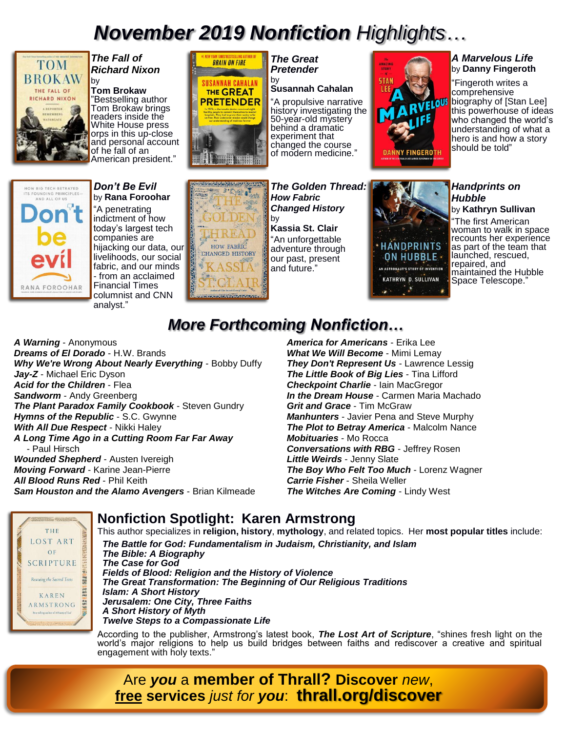# *November 2019 Nonfiction Highlights…*

***The Fall of Richard Nixon*** by **Tom Brokaw**
"Bestselling author Tom Brokaw brings readers inside the White House press orps in this up-close and personal account of he fall of an American president."

***The Great Pretender*** by **Susannah Cahalan**
"A propulsive narrative history investigating the 50-year-old mystery behind a dramatic experiment that changed the course of modern medicine."

***A Marvelous Life*** by **Danny Fingeroth**
"Fingeroth writes a comprehensive biography of [Stan Lee] this powerhouse of ideas who changed the world's understanding of what a hero is and how a story should be told"

***Don't Be Evil*** by **Rana Foroohar**
"A penetrating indictment of how today's largest tech companies are hijacking our data, our livelihoods, our social fabric, and our minds - from an acclaimed Financial Times columnist and CNN analyst."

***The Golden Thread: How Fabric Changed History*** by **Kassia St. Clair**
"An unforgettable adventure through our past, present and future."

***Handprints on Hubble*** by **Kathryn Sullivan**
"The first American woman to walk in space recounts her experience as part of the team that launched, rescued, repaired, and maintained the Hubble Space Telescope."

## *More Forthcoming Nonfiction…*

***A Warning*** - Anonymous
***Dreams of El Dorado*** - H.W. Brands
***Why We're Wrong About Nearly Everything*** - Bobby Duffy
***Jay-Z*** - Michael Eric Dyson
***Acid for the Children*** - Flea
***Sandworm*** - Andy Greenberg
***The Plant Paradox Family Cookbook*** - Steven Gundry
***Hymns of the Republic*** - S.C. Gwynne
***With All Due Respect*** - Nikki Haley
***A Long Time Ago in a Cutting Room Far Far Away*** - Paul Hirsch
***Wounded Shepherd*** - Austen Ivereigh
***Moving Forward*** - Karine Jean-Pierre
***All Blood Runs Red*** - Phil Keith
***Sam Houston and the Alamo Avengers*** - Brian Kilmeade
***America for Americans*** - Erika Lee
***What We Will Become*** - Mimi Lemay
***They Don't Represent Us*** - Lawrence Lessig
***The Little Book of Big Lies*** - Tina Lifford
***Checkpoint Charlie*** - Iain MacGregor
***In the Dream House*** - Carmen Maria Machado
***Grit and Grace*** - Tim McGraw
***Manhunters*** - Javier Pena and Steve Murphy
***The Plot to Betray America*** - Malcolm Nance
***Mobituaries*** - Mo Rocca
***Conversations with RBG*** - Jeffrey Rosen
***Little Weirds*** - Jenny Slate
***The Boy Who Felt Too Much*** - Lorenz Wagner
***Carrie Fisher*** - Sheila Weller
***The Witches Are Coming*** - Lindy West

## Nonfiction Spotlight: Karen Armstrong

This author specializes in **religion, history**, **mythology**, and related topics. Her **most popular titles** include:

***The Battle for God: Fundamentalism in Judaism, Christianity, and Islam***
***The Bible: A Biography***
***The Case for God***
***Fields of Blood: Religion and the History of Violence***
***The Great Transformation: The Beginning of Our Religious Traditions***
***Islam: A Short History***
***Jerusalem: One City, Three Faiths***
***A Short History of Myth***
***Twelve Steps to a Compassionate Life***

According to the publisher, Armstrong's latest book, ***The Lost Art of Scripture***, "shines fresh light on the world's major religions to help us build bridges between faiths and rediscover a creative and spiritual engagement with holy texts."

Are ***you*** a **member of Thrall? Discover** *new*, **free services** *just for* ***you***: **thrall.org/discover**